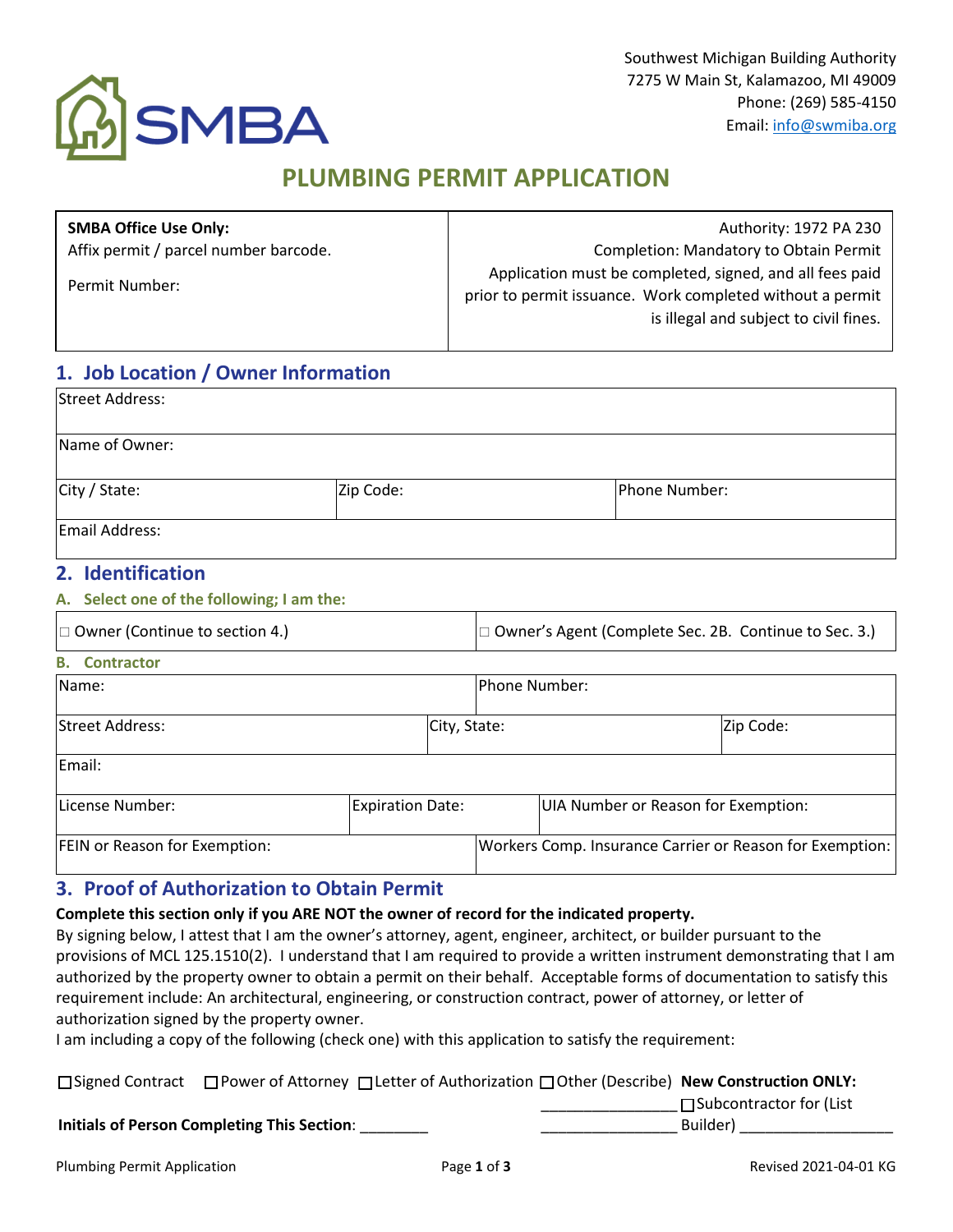Southwest Michigan Building Authority
7275 W Main St, Kalamazoo, MI 49009
Phone: (269) 585-4150
Email: info@swmiba.org

# PLUMBING PERMIT APPLICATION

| **SMBA Office Use Only:** Affix permit / parcel number barcode. Permit Number: | Authority: 1972 PA 230 Completion: Mandatory to Obtain Permit Application must be completed, signed, and all fees paid prior to permit issuance. Work completed without a permit is illegal and subject to civil fines. |
|---|---|

## 1. Job Location / Owner Information

| Street Address: | | |
|---|---|---|
| Name of Owner: | | |
| City / State: | Zip Code: | Phone Number: |
| Email Address: | | |

## 2. Identification

### A. Select one of the following; I am the:

| □ Owner (Continue to section 4.) | □ Owner's Agent (Complete Sec. 2B. Continue to Sec. 3.) |
|---|---|

### B. Contractor

| Name: | | Phone Number: |
|---|---|---|
| Street Address: | City, State: | Zip Code: |
| Email: | | |
| License Number: | Expiration Date: | UIA Number or Reason for Exemption: |
| FEIN or Reason for Exemption: | | Workers Comp. Insurance Carrier or Reason for Exemption: |

## 3. Proof of Authorization to Obtain Permit

**Complete this section only if you ARE NOT the owner of record for the indicated property.**

By signing below, I attest that I am the owner's attorney, agent, engineer, architect, or builder pursuant to the provisions of MCL 125.1510(2). I understand that I am required to provide a written instrument demonstrating that I am authorized by the property owner to obtain a permit on their behalf. Acceptable forms of documentation to satisfy this requirement include: An architectural, engineering, or construction contract, power of attorney, or letter of authorization signed by the property owner.

I am including a copy of the following (check one) with this application to satisfy the requirement:

☐ Signed Contract ☐ Power of Attorney ☐ Letter of Authorization ☐ Other (Describe) ________________ ________________

**New Construction ONLY:** ☐ Subcontractor for (List Builder) __________________

**Initials of Person Completing This Section**: ________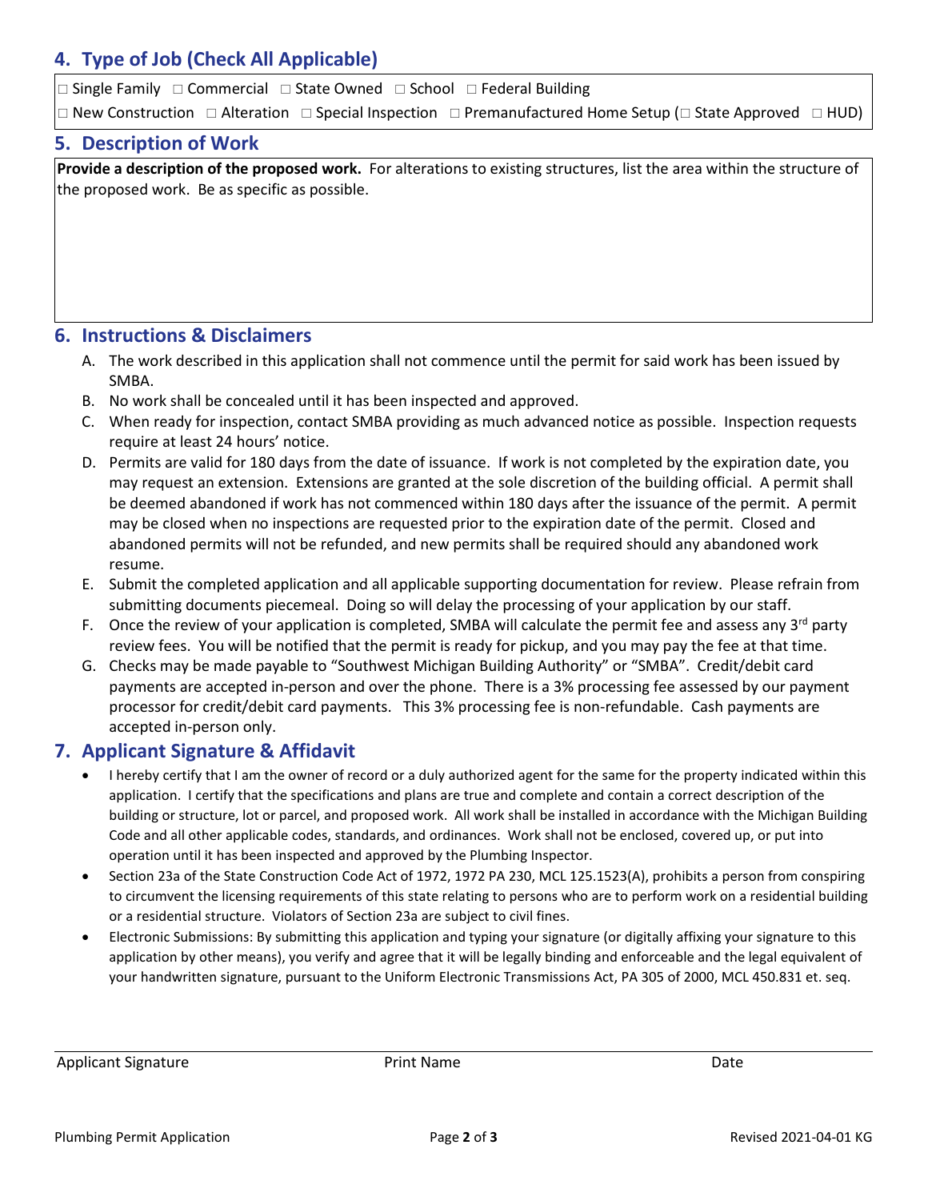## 4. Type of Job (Check All Applicable)

□ Single Family □ Commercial □ State Owned □ School □ Federal Building

□ New Construction □ Alteration □ Special Inspection □ Premanufactured Home Setup (□ State Approved □ HUD)

## 5. Description of Work

**Provide a description of the proposed work.** For alterations to existing structures, list the area within the structure of the proposed work. Be as specific as possible.

## 6. Instructions & Disclaimers

A. The work described in this application shall not commence until the permit for said work has been issued by SMBA.

B. No work shall be concealed until it has been inspected and approved.

C. When ready for inspection, contact SMBA providing as much advanced notice as possible. Inspection requests require at least 24 hours' notice.

D. Permits are valid for 180 days from the date of issuance. If work is not completed by the expiration date, you may request an extension. Extensions are granted at the sole discretion of the building official. A permit shall be deemed abandoned if work has not commenced within 180 days after the issuance of the permit. A permit may be closed when no inspections are requested prior to the expiration date of the permit. Closed and abandoned permits will not be refunded, and new permits shall be required should any abandoned work resume.

E. Submit the completed application and all applicable supporting documentation for review. Please refrain from submitting documents piecemeal. Doing so will delay the processing of your application by our staff.

F. Once the review of your application is completed, SMBA will calculate the permit fee and assess any 3rd party review fees. You will be notified that the permit is ready for pickup, and you may pay the fee at that time.

G. Checks may be made payable to "Southwest Michigan Building Authority" or "SMBA". Credit/debit card payments are accepted in-person and over the phone. There is a 3% processing fee assessed by our payment processor for credit/debit card payments. This 3% processing fee is non-refundable. Cash payments are accepted in-person only.

## 7. Applicant Signature & Affidavit

- I hereby certify that I am the owner of record or a duly authorized agent for the same for the property indicated within this application. I certify that the specifications and plans are true and complete and contain a correct description of the building or structure, lot or parcel, and proposed work. All work shall be installed in accordance with the Michigan Building Code and all other applicable codes, standards, and ordinances. Work shall not be enclosed, covered up, or put into operation until it has been inspected and approved by the Plumbing Inspector.
- Section 23a of the State Construction Code Act of 1972, 1972 PA 230, MCL 125.1523(A), prohibits a person from conspiring to circumvent the licensing requirements of this state relating to persons who are to perform work on a residential building or a residential structure. Violators of Section 23a are subject to civil fines.
- Electronic Submissions: By submitting this application and typing your signature (or digitally affixing your signature to this application by other means), you verify and agree that it will be legally binding and enforceable and the legal equivalent of your handwritten signature, pursuant to the Uniform Electronic Transmissions Act, PA 305 of 2000, MCL 450.831 et. seq.

Applicant Signature Print Name Date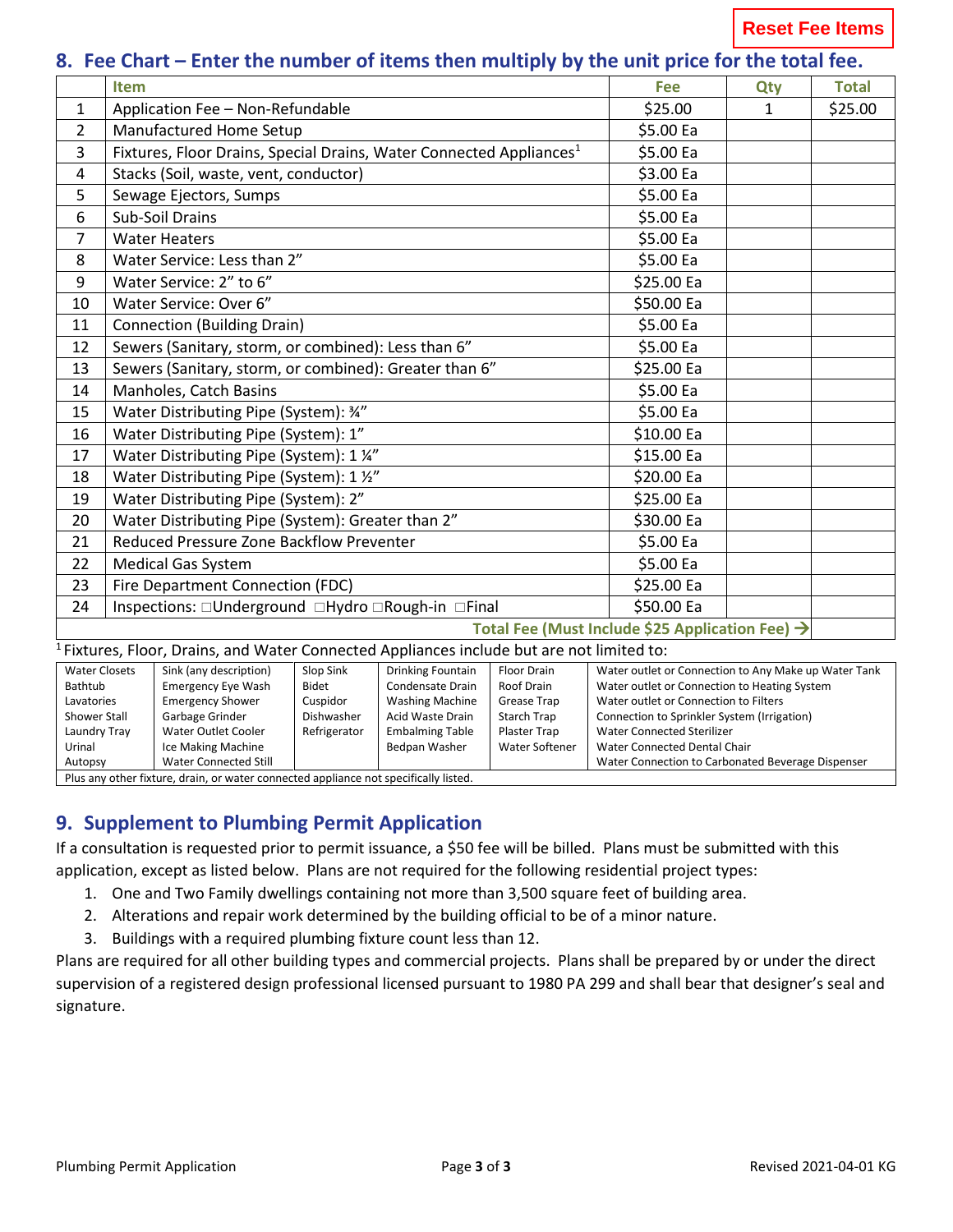Reset Fee Items

## 8. Fee Chart – Enter the number of items then multiply by the unit price for the total fee.

| | Item | Fee | Qty | Total |
|---|---|---|---|---|
| 1 | Application Fee – Non-Refundable | $25.00 | 1 | $25.00 |
| 2 | Manufactured Home Setup | $5.00 Ea | | |
| 3 | Fixtures, Floor Drains, Special Drains, Water Connected Appliances[1] | $5.00 Ea | | |
| 4 | Stacks (Soil, waste, vent, conductor) | $3.00 Ea | | |
| 5 | Sewage Ejectors, Sumps | $5.00 Ea | | |
| 6 | Sub-Soil Drains | $5.00 Ea | | |
| 7 | Water Heaters | $5.00 Ea | | |
| 8 | Water Service: Less than 2” | $5.00 Ea | | |
| 9 | Water Service: 2” to 6” | $25.00 Ea | | |
| 10 | Water Service: Over 6” | $50.00 Ea | | |
| 11 | Connection (Building Drain) | $5.00 Ea | | |
| 12 | Sewers (Sanitary, storm, or combined): Less than 6” | $5.00 Ea | | |
| 13 | Sewers (Sanitary, storm, or combined): Greater than 6” | $25.00 Ea | | |
| 14 | Manholes, Catch Basins | $5.00 Ea | | |
| 15 | Water Distributing Pipe (System): ¾” | $5.00 Ea | | |
| 16 | Water Distributing Pipe (System): 1” | $10.00 Ea | | |
| 17 | Water Distributing Pipe (System): 1 ¼” | $15.00 Ea | | |
| 18 | Water Distributing Pipe (System): 1 ½” | $20.00 Ea | | |
| 19 | Water Distributing Pipe (System): 2” | $25.00 Ea | | |
| 20 | Water Distributing Pipe (System): Greater than 2” | $30.00 Ea | | |
| 21 | Reduced Pressure Zone Backflow Preventer | $5.00 Ea | | |
| 22 | Medical Gas System | $5.00 Ea | | |
| 23 | Fire Department Connection (FDC) | $25.00 Ea | | |
| 24 | Inspections: ☐Underground ☐Hydro ☐Rough-in ☐Final | $50.00 Ea | | |
| | Total Fee (Must Include $25 Application Fee) → | | | |

[1] Fixtures, Floor, Drains, and Water Connected Appliances include but are not limited to:

| | | | | | |
|---|---|---|---|---|---|
| Water Closets | Sink (any description) | Slop Sink | Drinking Fountain | Floor Drain | Water outlet or Connection to Any Make up Water Tank |
| Bathtub | Emergency Eye Wash | Bidet | Condensate Drain | Roof Drain | Water outlet or Connection to Heating System |
| Lavatories | Emergency Shower | Cuspidor | Washing Machine | Grease Trap | Water outlet or Connection to Filters |
| Shower Stall | Garbage Grinder | Dishwasher | Acid Waste Drain | Starch Trap | Connection to Sprinkler System (Irrigation) |
| Laundry Tray | Water Outlet Cooler | Refrigerator | Embalming Table | Plaster Trap | Water Connected Sterilizer |
| Urinal | Ice Making Machine | | Bedpan Washer | Water Softener | Water Connected Dental Chair |
| Autopsy | Water Connected Still | | | | Water Connection to Carbonated Beverage Dispenser |

Plus any other fixture, drain, or water connected appliance not specifically listed.

## 9. Supplement to Plumbing Permit Application

If a consultation is requested prior to permit issuance, a $50 fee will be billed. Plans must be submitted with this application, except as listed below. Plans are not required for the following residential project types:

1. One and Two Family dwellings containing not more than 3,500 square feet of building area.
2. Alterations and repair work determined by the building official to be of a minor nature.
3. Buildings with a required plumbing fixture count less than 12.

Plans are required for all other building types and commercial projects. Plans shall be prepared by or under the direct supervision of a registered design professional licensed pursuant to 1980 PA 299 and shall bear that designer’s seal and signature.